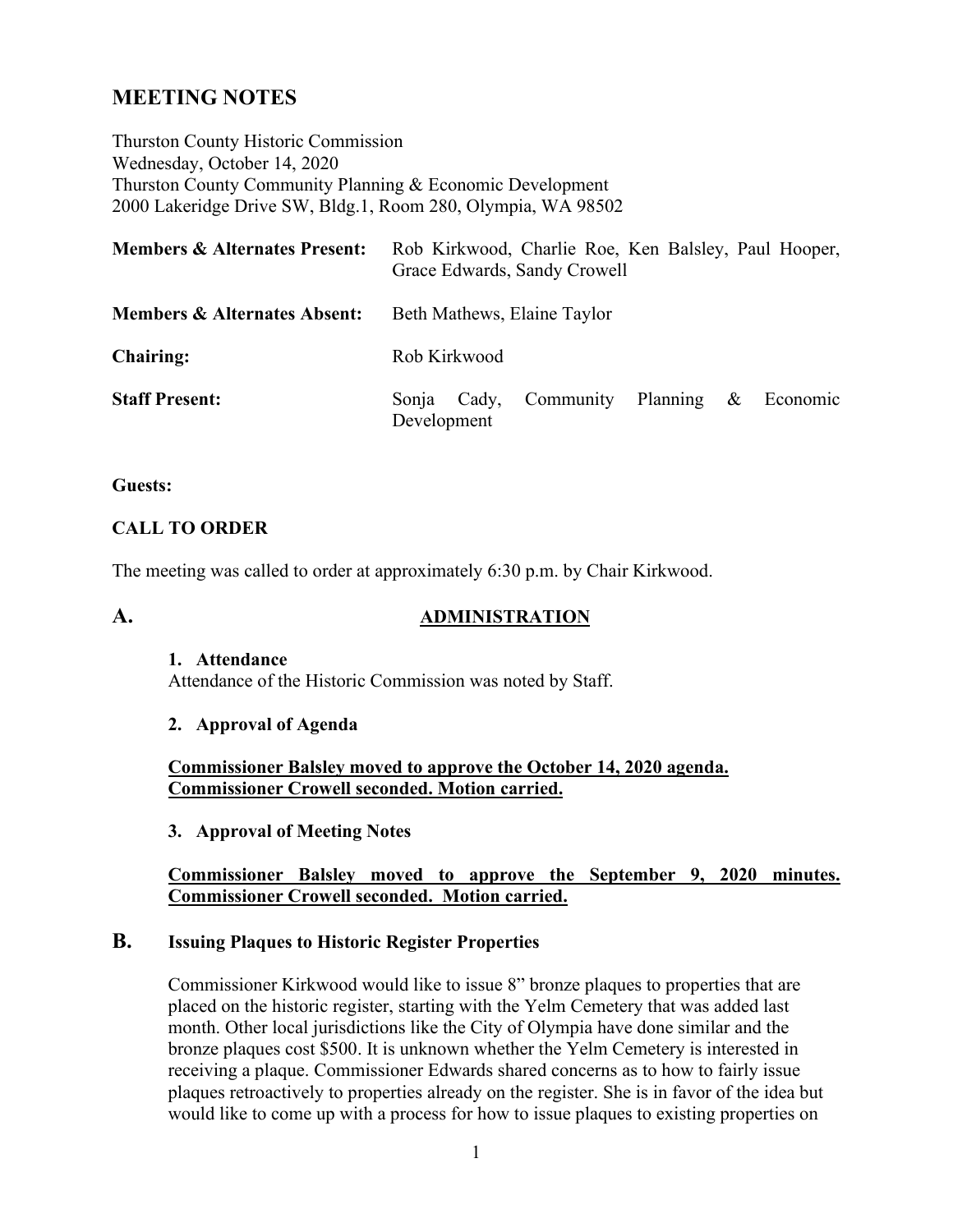# MEETING NOTES

Thurston County Historic Commission
Wednesday, October 14, 2020
Thurston County Community Planning & Economic Development
2000 Lakeridge Drive SW, Bldg.1, Room 280, Olympia, WA 98502

| | |
|---|---|
| **Members & Alternates Present:** | Rob Kirkwood, Charlie Roe, Ken Balsley, Paul Hooper, Grace Edwards, Sandy Crowell |
| **Members & Alternates Absent:** | Beth Mathews, Elaine Taylor |
| **Chairing:** | Rob Kirkwood |
| **Staff Present:** | Sonja Cady, Community Planning & Economic Development |

**Guests:**

**CALL TO ORDER**

The meeting was called to order at approximately 6:30 p.m. by Chair Kirkwood.

## A. ADMINISTRATION

**1. Attendance**

Attendance of the Historic Commission was noted by Staff.

**2. Approval of Agenda**

**Commissioner Balsley moved to approve the October 14, 2020 agenda. Commissioner Crowell seconded. Motion carried.**

**3. Approval of Meeting Notes**

**Commissioner Balsley moved to approve the September 9, 2020 minutes. Commissioner Crowell seconded. Motion carried.**

## B. Issuing Plaques to Historic Register Properties

Commissioner Kirkwood would like to issue 8" bronze plaques to properties that are placed on the historic register, starting with the Yelm Cemetery that was added last month. Other local jurisdictions like the City of Olympia have done similar and the bronze plaques cost $500. It is unknown whether the Yelm Cemetery is interested in receiving a plaque. Commissioner Edwards shared concerns as to how to fairly issue plaques retroactively to properties already on the register. She is in favor of the idea but would like to come up with a process for how to issue plaques to existing properties on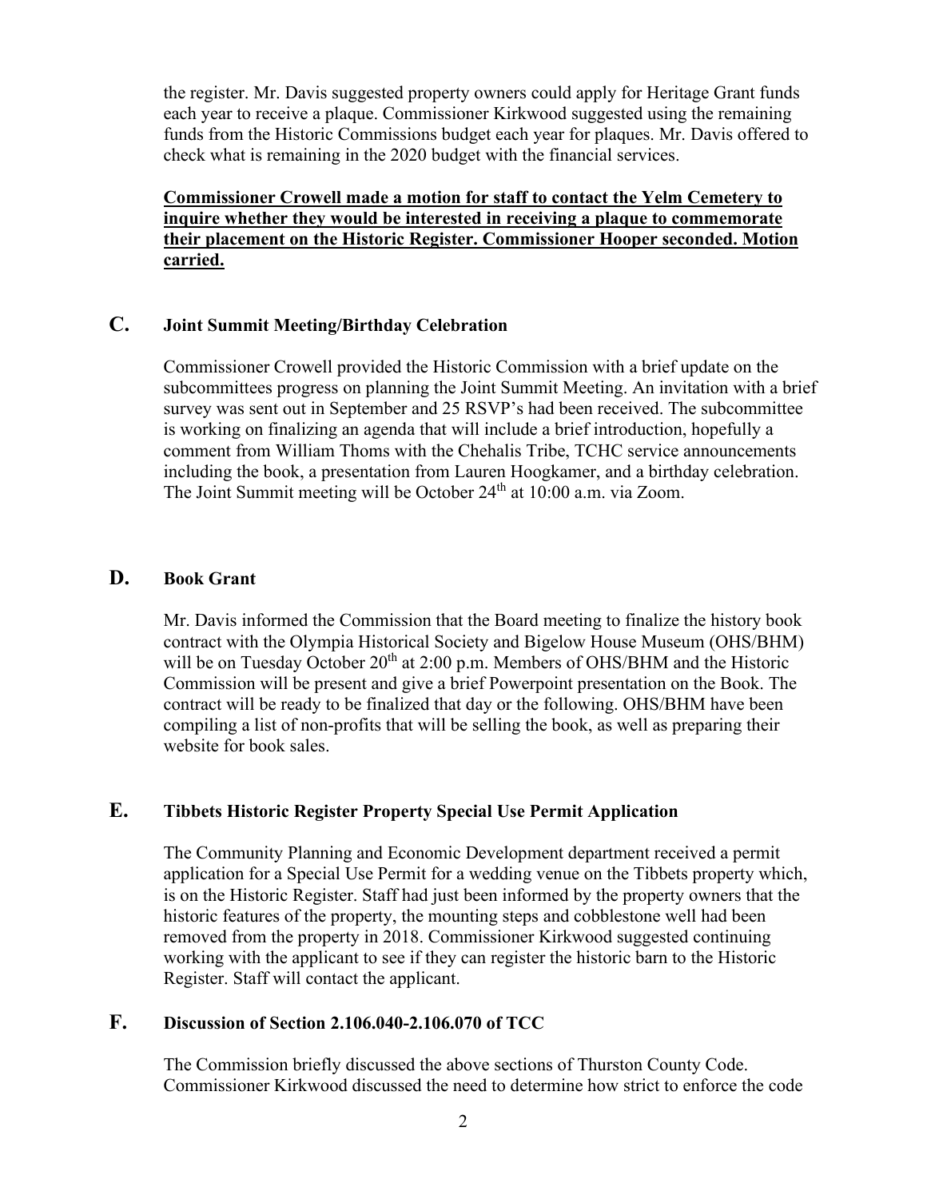the register. Mr. Davis suggested property owners could apply for Heritage Grant funds each year to receive a plaque. Commissioner Kirkwood suggested using the remaining funds from the Historic Commissions budget each year for plaques. Mr. Davis offered to check what is remaining in the 2020 budget with the financial services.

**Commissioner Crowell made a motion for staff to contact the Yelm Cemetery to inquire whether they would be interested in receiving a plaque to commemorate their placement on the Historic Register. Commissioner Hooper seconded. Motion carried.**

## C. Joint Summit Meeting/Birthday Celebration

Commissioner Crowell provided the Historic Commission with a brief update on the subcommittees progress on planning the Joint Summit Meeting. An invitation with a brief survey was sent out in September and 25 RSVP's had been received. The subcommittee is working on finalizing an agenda that will include a brief introduction, hopefully a comment from William Thoms with the Chehalis Tribe, TCHC service announcements including the book, a presentation from Lauren Hoogkamer, and a birthday celebration. The Joint Summit meeting will be October 24th at 10:00 a.m. via Zoom.

## D. Book Grant

Mr. Davis informed the Commission that the Board meeting to finalize the history book contract with the Olympia Historical Society and Bigelow House Museum (OHS/BHM) will be on Tuesday October 20th at 2:00 p.m. Members of OHS/BHM and the Historic Commission will be present and give a brief Powerpoint presentation on the Book. The contract will be ready to be finalized that day or the following. OHS/BHM have been compiling a list of non-profits that will be selling the book, as well as preparing their website for book sales.

## E. Tibbets Historic Register Property Special Use Permit Application

The Community Planning and Economic Development department received a permit application for a Special Use Permit for a wedding venue on the Tibbets property which, is on the Historic Register. Staff had just been informed by the property owners that the historic features of the property, the mounting steps and cobblestone well had been removed from the property in 2018. Commissioner Kirkwood suggested continuing working with the applicant to see if they can register the historic barn to the Historic Register. Staff will contact the applicant.

## F. Discussion of Section 2.106.040-2.106.070 of TCC

The Commission briefly discussed the above sections of Thurston County Code. Commissioner Kirkwood discussed the need to determine how strict to enforce the code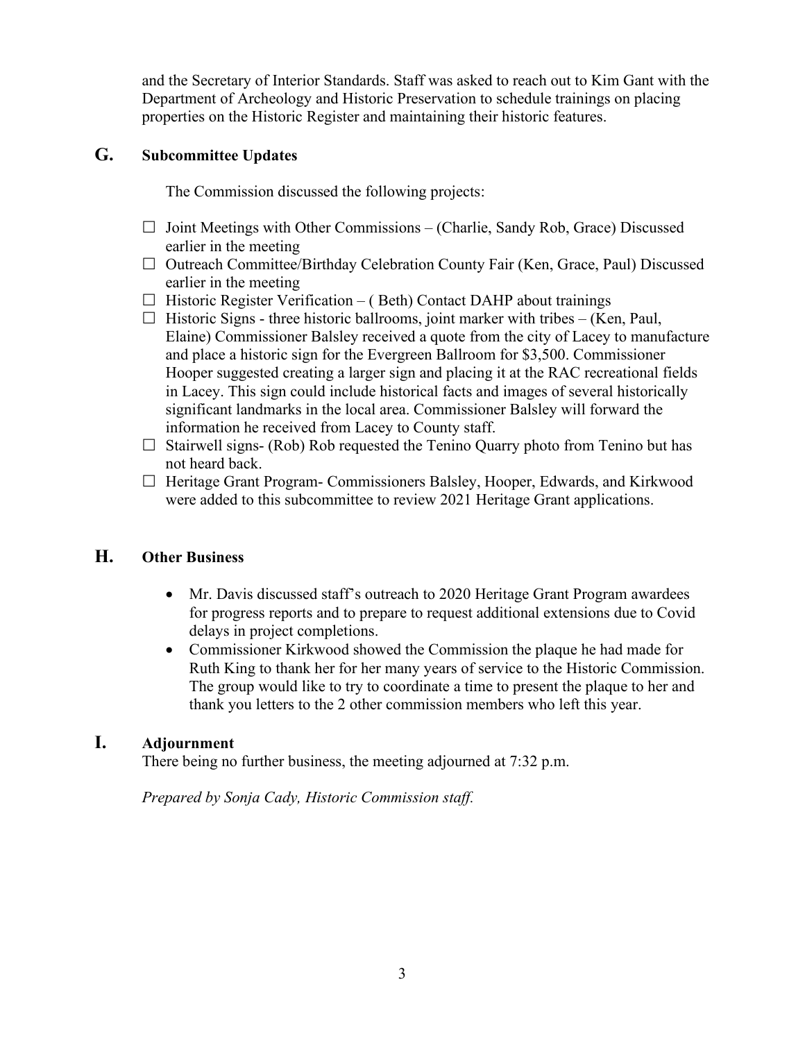and the Secretary of Interior Standards. Staff was asked to reach out to Kim Gant with the Department of Archeology and Historic Preservation to schedule trainings on placing properties on the Historic Register and maintaining their historic features.

## G. Subcommittee Updates

The Commission discussed the following projects:

- ☐ Joint Meetings with Other Commissions – (Charlie, Sandy Rob, Grace) Discussed earlier in the meeting
- ☐ Outreach Committee/Birthday Celebration County Fair (Ken, Grace, Paul) Discussed earlier in the meeting
- ☐ Historic Register Verification – ( Beth) Contact DAHP about trainings
- ☐ Historic Signs - three historic ballrooms, joint marker with tribes – (Ken, Paul, Elaine) Commissioner Balsley received a quote from the city of Lacey to manufacture and place a historic sign for the Evergreen Ballroom for $3,500. Commissioner Hooper suggested creating a larger sign and placing it at the RAC recreational fields in Lacey. This sign could include historical facts and images of several historically significant landmarks in the local area. Commissioner Balsley will forward the information he received from Lacey to County staff.
- ☐ Stairwell signs- (Rob) Rob requested the Tenino Quarry photo from Tenino but has not heard back.
- ☐ Heritage Grant Program- Commissioners Balsley, Hooper, Edwards, and Kirkwood were added to this subcommittee to review 2021 Heritage Grant applications.

## H. Other Business

- Mr. Davis discussed staff's outreach to 2020 Heritage Grant Program awardees for progress reports and to prepare to request additional extensions due to Covid delays in project completions.
- Commissioner Kirkwood showed the Commission the plaque he had made for Ruth King to thank her for her many years of service to the Historic Commission. The group would like to try to coordinate a time to present the plaque to her and thank you letters to the 2 other commission members who left this year.

## I. Adjournment

There being no further business, the meeting adjourned at 7:32 p.m.

*Prepared by Sonja Cady, Historic Commission staff.*